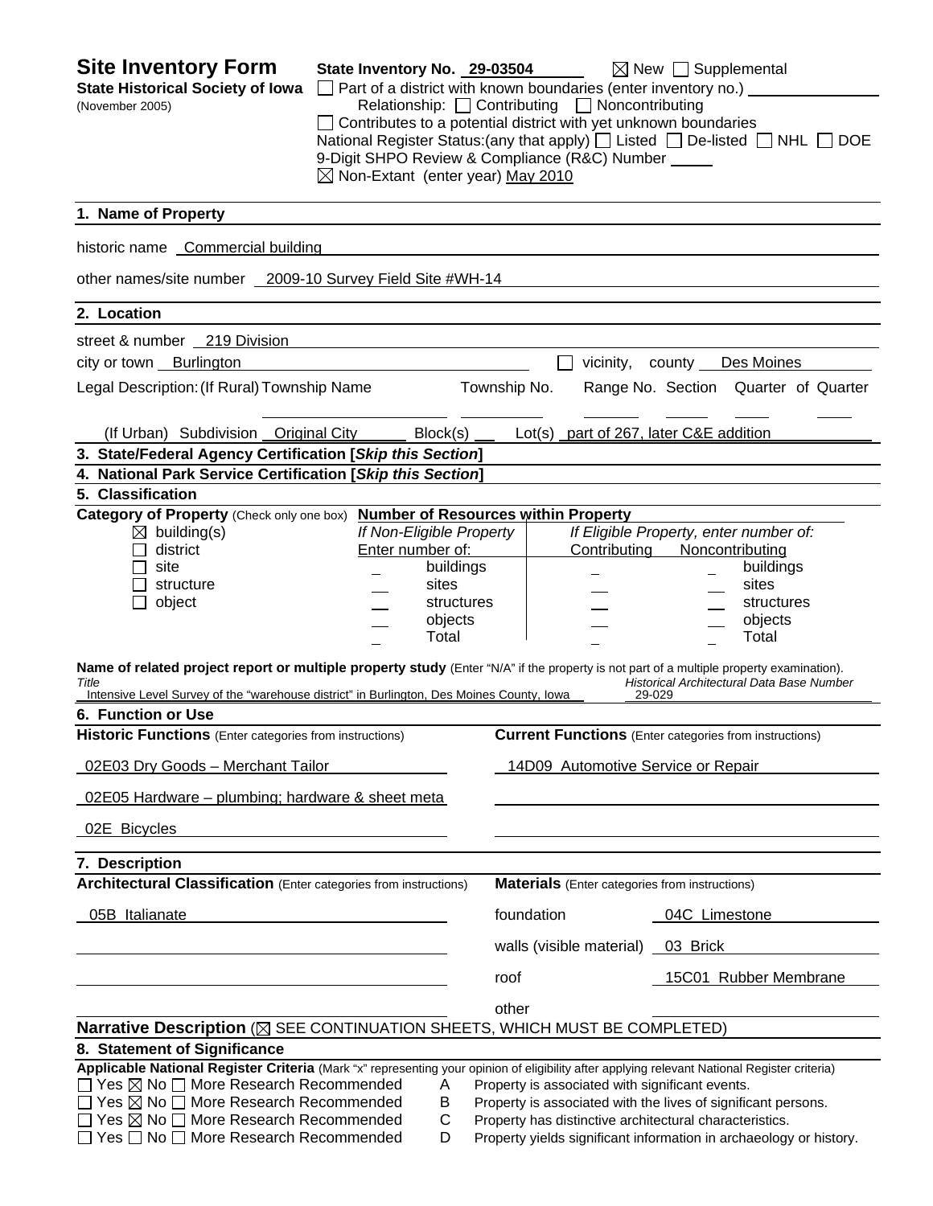# Site Inventory Form

**State Historical Society of Iowa**
(November 2005)

State Inventory No. 29-03504 ☒ New ☐ Supplemental
☐ Part of a district with known boundaries (enter inventory no.)
Relationship: ☐ Contributing ☐ Noncontributing
☐ Contributes to a potential district with yet unknown boundaries
National Register Status:(any that apply) ☐ Listed ☐ De-listed ☐ NHL ☐ DOE
9-Digit SHPO Review & Compliance (R&C) Number
☒ Non-Extant (enter year) May 2010

## 1. Name of Property

historic name Commercial building

other names/site number 2009-10 Survey Field Site #WH-14

## 2. Location

street & number 219 Division

city or town Burlington ☐ vicinity, county Des Moines

Legal Description: (If Rural) Township Name Township No. Range No. Section Quarter of Quarter

(If Urban) Subdivision Original City Block(s) Lot(s) part of 267, later C&E addition

## 3. State/Federal Agency Certification [*Skip this Section*]

## 4. National Park Service Certification [*Skip this Section*]

## 5. Classification

**Category of Property** (Check only one box)
☒ building(s)
☐ district
☐ site
☐ structure
☐ object

**Number of Resources within Property**

| If Non-Eligible Property Enter number of: | | If Eligible Property, enter number of: Contributing | Noncontributing | |
|---|---|---|---|---|
| | buildings | | | buildings |
| | sites | | | sites |
| | structures | | | structures |
| | objects | | | objects |
| | Total | | | Total |

**Name of related project report or multiple property study** (Enter "N/A" if the property is not part of a multiple property examination).

| *Title* | *Historical Architectural Data Base Number* |
|---|---|
| Intensive Level Survey of the "warehouse district" in Burlington, Des Moines County, Iowa | 29-029 |

## 6. Function or Use

| **Historic Functions** (Enter categories from instructions) | **Current Functions** (Enter categories from instructions) |
|---|---|
| 02E03 Dry Goods – Merchant Tailor | 14D09 Automotive Service or Repair |
| 02E05 Hardware – plumbing; hardware & sheet meta | |
| 02E Bicycles | |

## 7. Description

| **Architectural Classification** (Enter categories from instructions) | **Materials** (Enter categories from instructions) | |
|---|---|---|
| 05B Italianate | foundation | 04C Limestone |
| | walls (visible material) | 03 Brick |
| | roof | 15C01 Rubber Membrane |
| | other | |

**Narrative Description** (☒ SEE CONTINUATION SHEETS, WHICH MUST BE COMPLETED)

## 8. Statement of Significance

**Applicable National Register Criteria** (Mark "x" representing your opinion of eligibility after applying relevant National Register criteria)

☐ Yes ☒ No ☐ More Research Recommended A Property is associated with significant events.
☐ Yes ☒ No ☐ More Research Recommended B Property is associated with the lives of significant persons.
☐ Yes ☒ No ☐ More Research Recommended C Property has distinctive architectural characteristics.
☐ Yes ☐ No ☐ More Research Recommended D Property yields significant information in archaeology or history.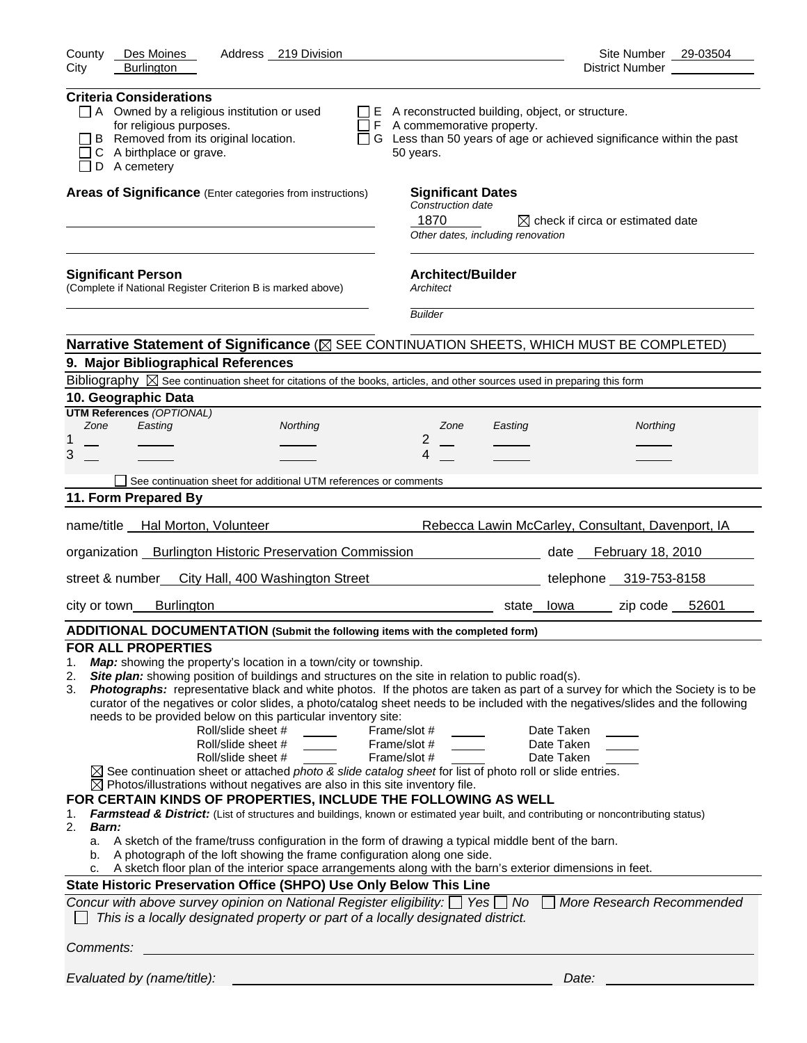County Des Moines Address 219 Division Site Number 29-03504
City Burlington District Number

**Criteria Considerations**

- ☐ A Owned by a religious institution or used for religious purposes.
- ☐ B Removed from its original location.
- ☐ C A birthplace or grave.
- ☐ D A cemetery
- ☐ E A reconstructed building, object, or structure.
- ☐ F A commemorative property.
- ☐ G Less than 50 years of age or achieved significance within the past 50 years.

**Areas of Significance** (Enter categories from instructions)

**Significant Dates**
*Construction date*
1870 ☒ check if circa or estimated date
*Other dates, including renovation*

**Significant Person**
(Complete if National Register Criterion B is marked above)

**Architect/Builder**
*Architect*

*Builder*

**Narrative Statement of Significance** (☒ SEE CONTINUATION SHEETS, WHICH MUST BE COMPLETED)

## 9. Major Bibliographical References

Bibliography ☒ See continuation sheet for citations of the books, articles, and other sources used in preparing this form

## 10. Geographic Data

**UTM References** *(OPTIONAL)*

| | Zone | Easting | Northing | | Zone | Easting | Northing |
|---|---|---|---|---|---|---|---|
| 1 | | | | 2 | | | |
| 3 | | | | 4 | | | |

☐ See continuation sheet for additional UTM references or comments

## 11. Form Prepared By

name/title Hal Morton, Volunteer Rebecca Lawin McCarley, Consultant, Davenport, IA

organization Burlington Historic Preservation Commission date February 18, 2010

street & number City Hall, 400 Washington Street telephone 319-753-8158

city or town Burlington state Iowa zip code 52601

**ADDITIONAL DOCUMENTATION (Submit the following items with the completed form)**

**FOR ALL PROPERTIES**

1. ***Map:*** showing the property's location in a town/city or township.
2. ***Site plan:*** showing position of buildings and structures on the site in relation to public road(s).
3. ***Photographs:*** representative black and white photos. If the photos are taken as part of a survey for which the Society is to be curator of the negatives or color slides, a photo/catalog sheet needs to be included with the negatives/slides and the following needs to be provided below on this particular inventory site:

| | | |
|---|---|---|
| Roll/slide sheet # | Frame/slot # | Date Taken |
| Roll/slide sheet # | Frame/slot # | Date Taken |
| Roll/slide sheet # | Frame/slot # | Date Taken |

☒ See continuation sheet or attached *photo & slide catalog sheet* for list of photo roll or slide entries.
☒ Photos/illustrations without negatives are also in this site inventory file.

**FOR CERTAIN KINDS OF PROPERTIES, INCLUDE THE FOLLOWING AS WELL**

1. ***Farmstead & District:*** (List of structures and buildings, known or estimated year built, and contributing or noncontributing status)
2. ***Barn:***
   a. A sketch of the frame/truss configuration in the form of drawing a typical middle bent of the barn.
   b. A photograph of the loft showing the frame configuration along one side.
   c. A sketch floor plan of the interior space arrangements along with the barn's exterior dimensions in feet.

**State Historic Preservation Office (SHPO) Use Only Below This Line**

*Concur with above survey opinion on National Register eligibility:* ☐ *Yes* ☐ *No* ☐ *More Research Recommended*
☐ *This is a locally designated property or part of a locally designated district.*

*Comments:*

*Evaluated by (name/title):* *Date:*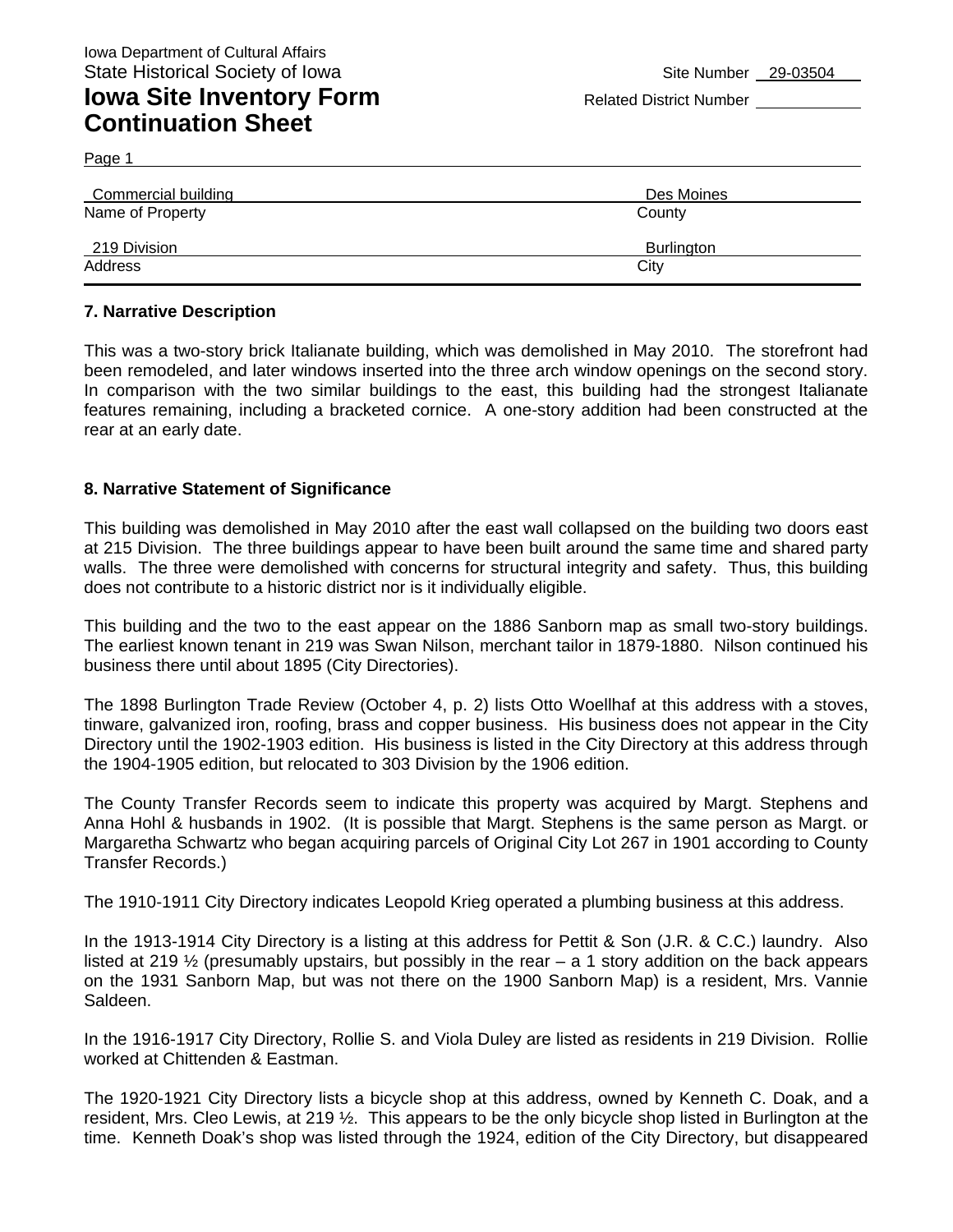Iowa Department of Cultural Affairs
State Historical Society of Iowa

Site Number 29-03504

# Iowa Site Inventory Form Continuation Sheet

Related District Number

Page 1

| | |
|---|---|
| Commercial building | Des Moines |
| Name of Property | County |
| 219 Division | Burlington |
| Address | City |

### 7. Narrative Description

This was a two-story brick Italianate building, which was demolished in May 2010. The storefront had been remodeled, and later windows inserted into the three arch window openings on the second story. In comparison with the two similar buildings to the east, this building had the strongest Italianate features remaining, including a bracketed cornice. A one-story addition had been constructed at the rear at an early date.

### 8. Narrative Statement of Significance

This building was demolished in May 2010 after the east wall collapsed on the building two doors east at 215 Division. The three buildings appear to have been built around the same time and shared party walls. The three were demolished with concerns for structural integrity and safety. Thus, this building does not contribute to a historic district nor is it individually eligible.

This building and the two to the east appear on the 1886 Sanborn map as small two-story buildings. The earliest known tenant in 219 was Swan Nilson, merchant tailor in 1879-1880. Nilson continued his business there until about 1895 (City Directories).

The 1898 Burlington Trade Review (October 4, p. 2) lists Otto Woellhaf at this address with a stoves, tinware, galvanized iron, roofing, brass and copper business. His business does not appear in the City Directory until the 1902-1903 edition. His business is listed in the City Directory at this address through the 1904-1905 edition, but relocated to 303 Division by the 1906 edition.

The County Transfer Records seem to indicate this property was acquired by Margt. Stephens and Anna Hohl & husbands in 1902. (It is possible that Margt. Stephens is the same person as Margt. or Margaretha Schwartz who began acquiring parcels of Original City Lot 267 in 1901 according to County Transfer Records.)

The 1910-1911 City Directory indicates Leopold Krieg operated a plumbing business at this address.

In the 1913-1914 City Directory is a listing at this address for Pettit & Son (J.R. & C.C.) laundry. Also listed at 219 ½ (presumably upstairs, but possibly in the rear – a 1 story addition on the back appears on the 1931 Sanborn Map, but was not there on the 1900 Sanborn Map) is a resident, Mrs. Vannie Saldeen.

In the 1916-1917 City Directory, Rollie S. and Viola Duley are listed as residents in 219 Division. Rollie worked at Chittenden & Eastman.

The 1920-1921 City Directory lists a bicycle shop at this address, owned by Kenneth C. Doak, and a resident, Mrs. Cleo Lewis, at 219 ½. This appears to be the only bicycle shop listed in Burlington at the time. Kenneth Doak's shop was listed through the 1924, edition of the City Directory, but disappeared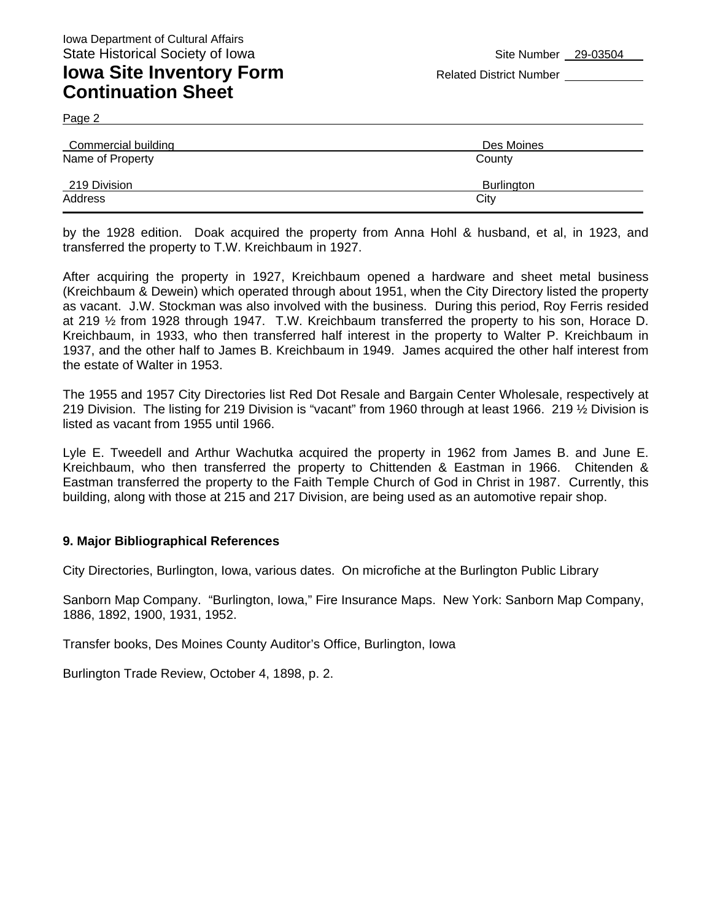Iowa Department of Cultural Affairs
State Historical Society of Iowa

Site Number 29-03504

# Iowa Site Inventory Form Continuation Sheet

Related District Number

Page 2

| | |
|---|---|
| Commercial building | Des Moines |
| Name of Property | County |
| 219 Division | Burlington |
| Address | City |

by the 1928 edition. Doak acquired the property from Anna Hohl & husband, et al, in 1923, and transferred the property to T.W. Kreichbaum in 1927.

After acquiring the property in 1927, Kreichbaum opened a hardware and sheet metal business (Kreichbaum & Dewein) which operated through about 1951, when the City Directory listed the property as vacant. J.W. Stockman was also involved with the business. During this period, Roy Ferris resided at 219 ½ from 1928 through 1947. T.W. Kreichbaum transferred the property to his son, Horace D. Kreichbaum, in 1933, who then transferred half interest in the property to Walter P. Kreichbaum in 1937, and the other half to James B. Kreichbaum in 1949. James acquired the other half interest from the estate of Walter in 1953.

The 1955 and 1957 City Directories list Red Dot Resale and Bargain Center Wholesale, respectively at 219 Division. The listing for 219 Division is "vacant" from 1960 through at least 1966. 219 ½ Division is listed as vacant from 1955 until 1966.

Lyle E. Tweedell and Arthur Wachutka acquired the property in 1962 from James B. and June E. Kreichbaum, who then transferred the property to Chittenden & Eastman in 1966. Chitenden & Eastman transferred the property to the Faith Temple Church of God in Christ in 1987. Currently, this building, along with those at 215 and 217 Division, are being used as an automotive repair shop.

**9. Major Bibliographical References**

City Directories, Burlington, Iowa, various dates. On microfiche at the Burlington Public Library

Sanborn Map Company. "Burlington, Iowa," Fire Insurance Maps. New York: Sanborn Map Company, 1886, 1892, 1900, 1931, 1952.

Transfer books, Des Moines County Auditor's Office, Burlington, Iowa

Burlington Trade Review, October 4, 1898, p. 2.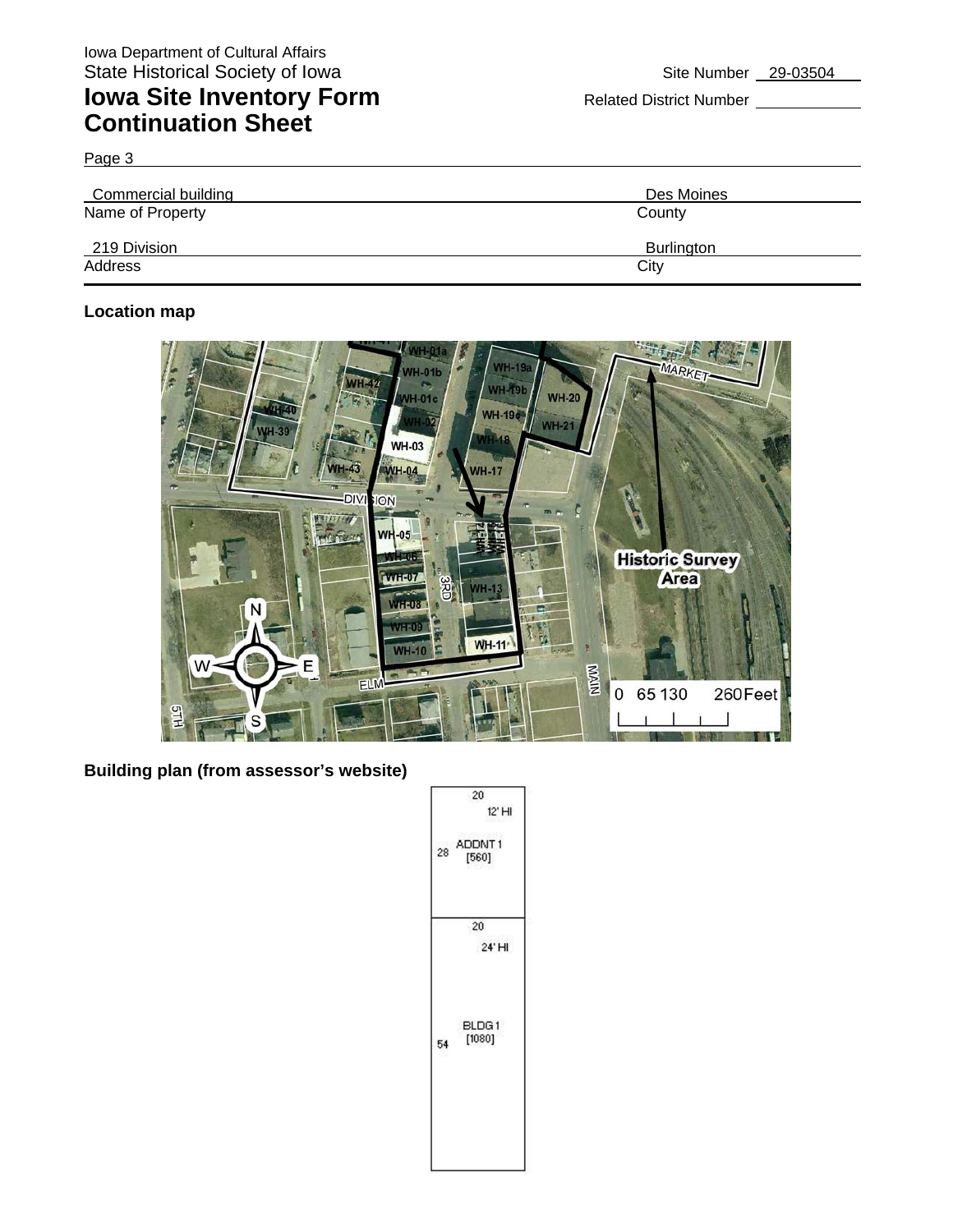Iowa Department of Cultural Affairs
State Historical Society of Iowa

# Iowa Site Inventory Form Continuation Sheet

Site Number 29-03504

Related District Number

Page 3

| | |
|---|---|
| Commercial building | Des Moines |
| Name of Property | County |
| 219 Division | Burlington |
| Address | City |

### Location map

WH-01a
WH-01b
WH-01c
WH-02
WH-03
WH-04
WH-05
WH-06
WH-07
WH-08
WH-09
WH-10
WH-11
WH-13
WH-17
WH-18
WH-19a
WH-19b
WH-19c
WH-20
WH-21
WH-39
WH-40
WH-42
WH-43
MARKET
DIVISION
3RD
ELM
MAIN
5TH
N
W
E
S
Historic Survey Area
0 65 130 260 Feet

### Building plan (from assessor's website)

20
12' HI
28
ADDNT 1
[560]
20
24' HI
54
BLDG 1
[1080]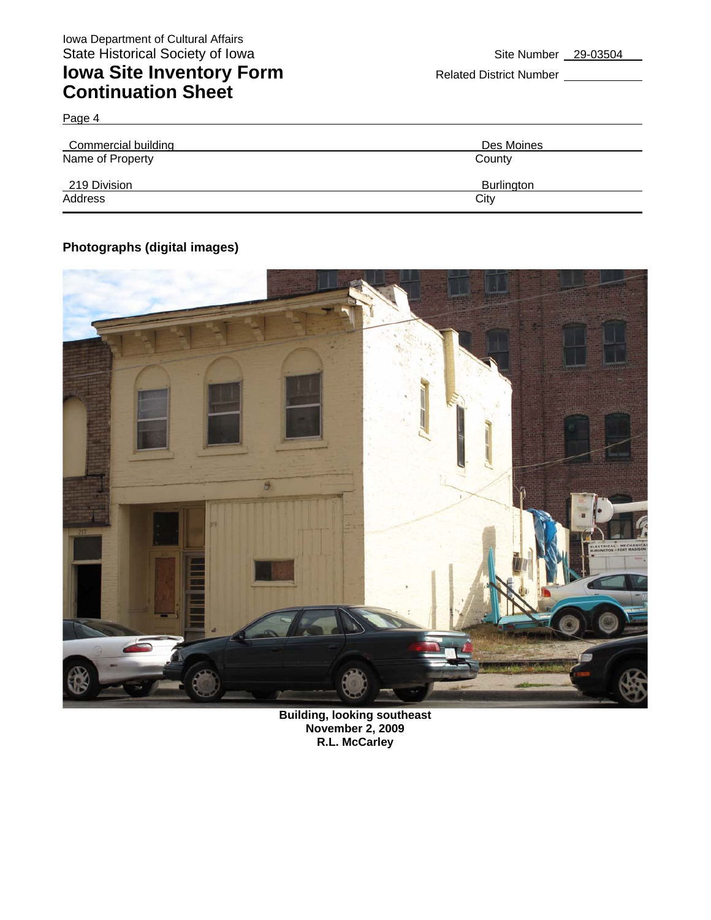Iowa Department of Cultural Affairs
State Historical Society of Iowa

# Iowa Site Inventory Form Continuation Sheet

Site Number 29-03504

Related District Number

Page 4

| | |
|---|---|
| Commercial building | Des Moines |
| Name of Property | County |
| 219 Division | Burlington |
| Address | City |

**Photographs (digital images)**

**Building, looking southeast**
**November 2, 2009**
**R.L. McCarley**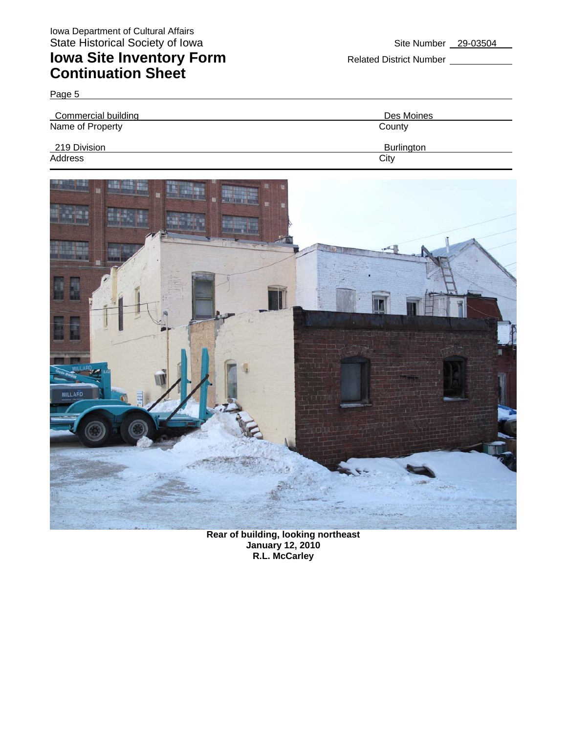Iowa Department of Cultural Affairs
State Historical Society of Iowa

# Iowa Site Inventory Form Continuation Sheet

Site Number 29-03504

Related District Number

Page 5

| | |
|---|---|
| Commercial building | Des Moines |
| Name of Property | County |
| 219 Division | Burlington |
| Address | City |

**Rear of building, looking northeast**
**January 12, 2010**
**R.L. McCarley**